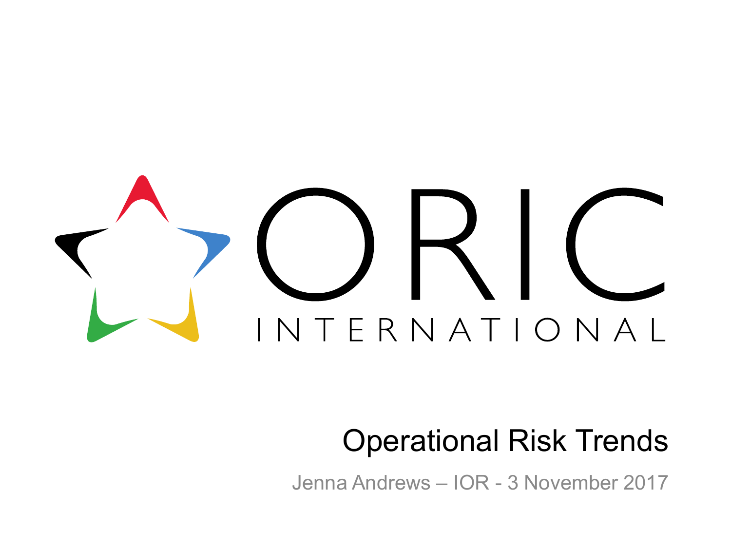ORIC INTERNATIONAL

# Operational Risk Trends

Jenna Andrews – IOR - 3 November 2017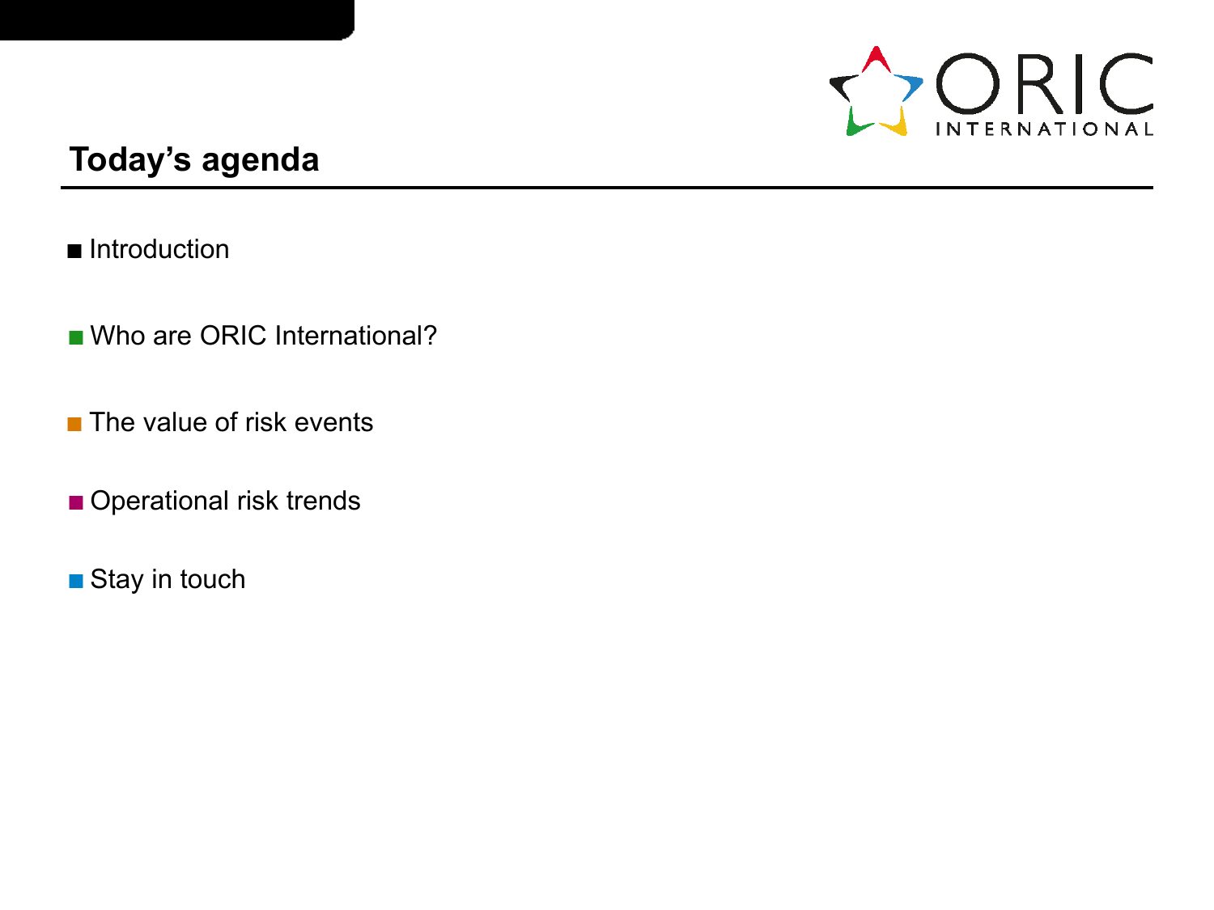## Today's agenda

- Introduction
- Who are ORIC International?
- The value of risk events
- Operational risk trends
- Stay in touch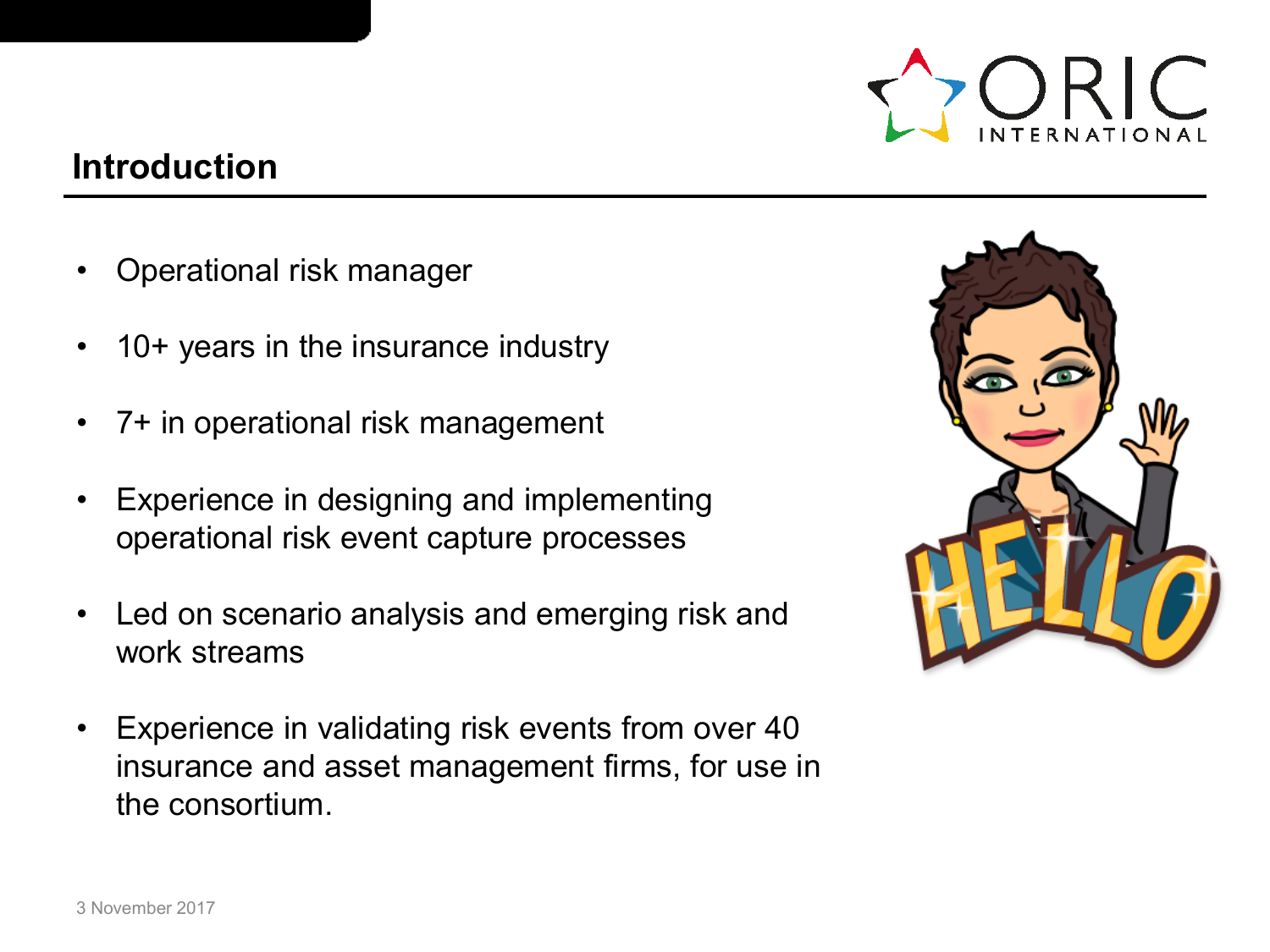## Introduction

- Operational risk manager
- 10+ years in the insurance industry
- 7+ in operational risk management
- Experience in designing and implementing operational risk event capture processes
- Led on scenario analysis and emerging risk and work streams
- Experience in validating risk events from over 40 insurance and asset management firms, for use in the consortium.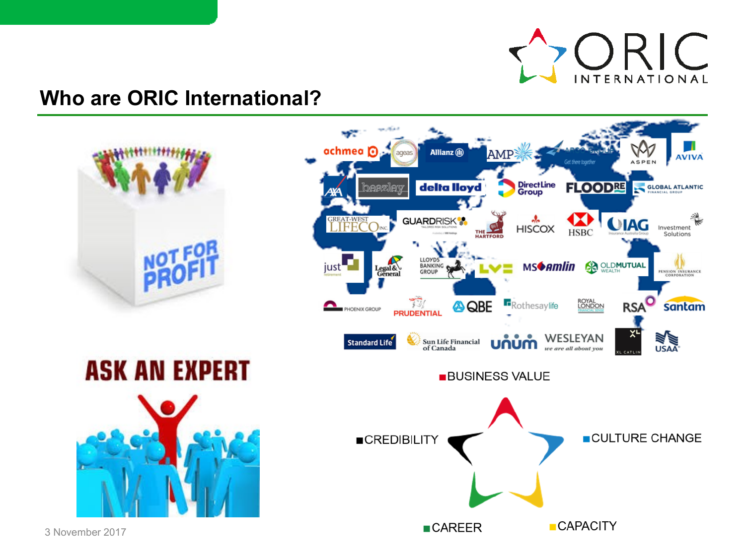# Who are ORIC International?

NOT FOR PROFIT

ASK AN EXPERT

achmea, ageas, Allianz, AMP, ARGO GROUP, ASPEN, AVIVA, AXA, beazley, delta lloyd, Direct Line Group, FLOOD RE, GLOBAL ATLANTIC FINANCIAL GROUP, GREAT-WEST LIFECO INC., GUARDRISK, THE HARTFORD, HISCOX, HSBC, IAG, Investment Solutions, just, Legal & General, LLOYDS BANKING GROUP, LV=, MS Amlin, OLDMUTUAL WEALTH, PENSION INSURANCE CORPORATION, PHOENIX GROUP, PRUDENTIAL, QBE, Rothesay life, ROYAL LONDON, RSA, santam, Standard Life, Sun Life Financial of Canada, unum, WESLEYAN, XL CATLIN, USAA

- BUSINESS VALUE
- CULTURE CHANGE
- CAPACITY
- CAREER
- CREDIBILITY

3 November 2017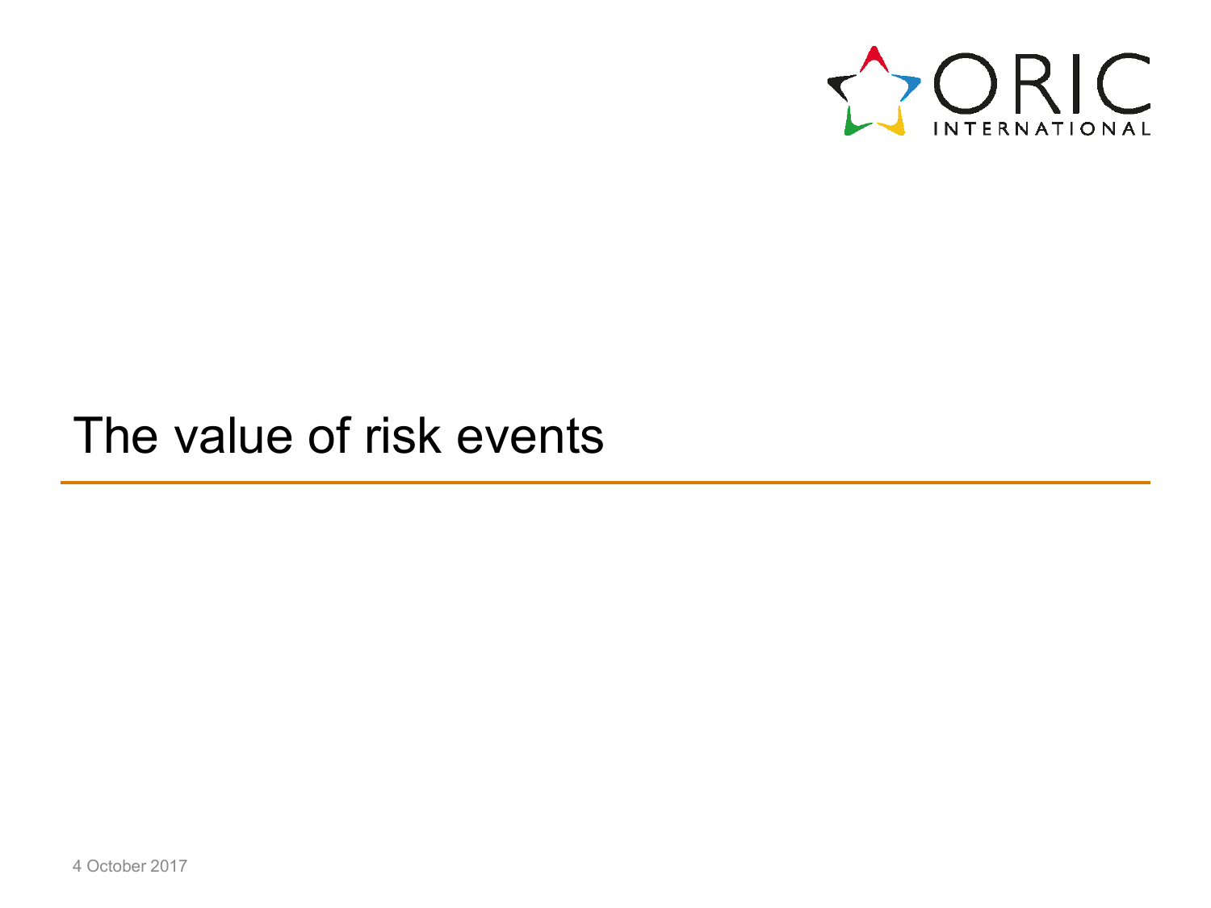# The value of risk events

4 October 2017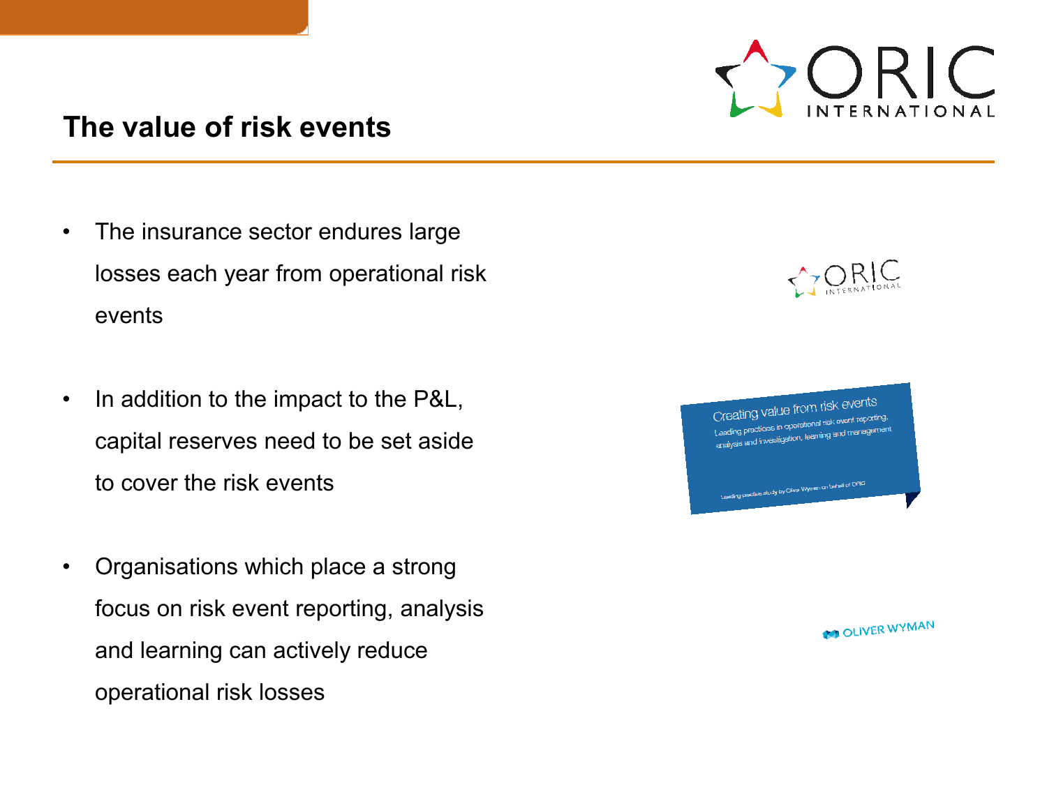# The value of risk events

- The insurance sector endures large losses each year from operational risk events

- In addition to the impact to the P&L, capital reserves need to be set aside to cover the risk events

- Organisations which place a strong focus on risk event reporting, analysis and learning can actively reduce operational risk losses

Creating value from risk events

Leading practices in operational risk event reporting, analysis and investigation, learning and management

Leading practice study by Oliver Wyman on behalf of ORIC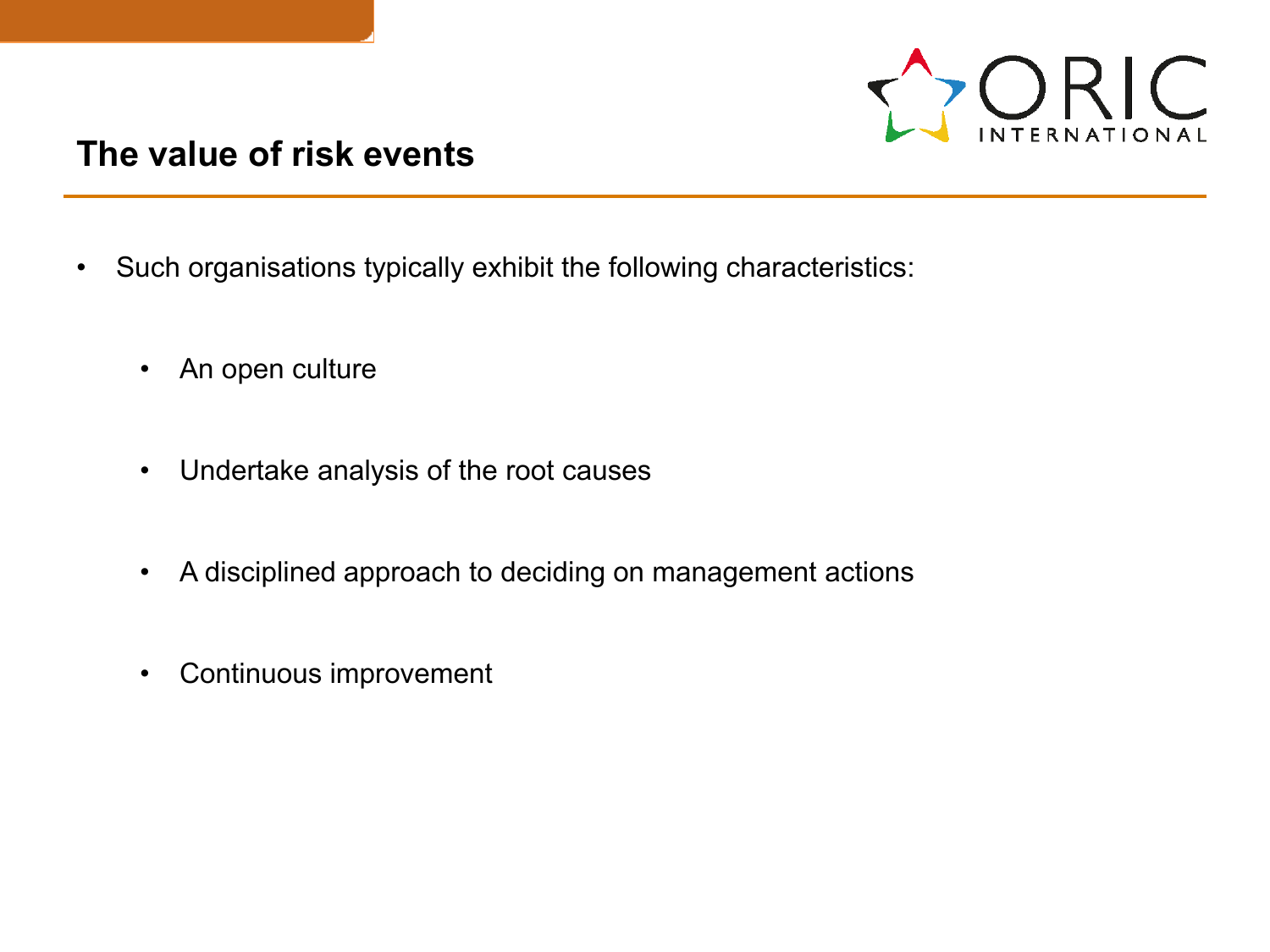## The value of risk events

- Such organisations typically exhibit the following characteristics:
  - An open culture
  - Undertake analysis of the root causes
  - A disciplined approach to deciding on management actions
  - Continuous improvement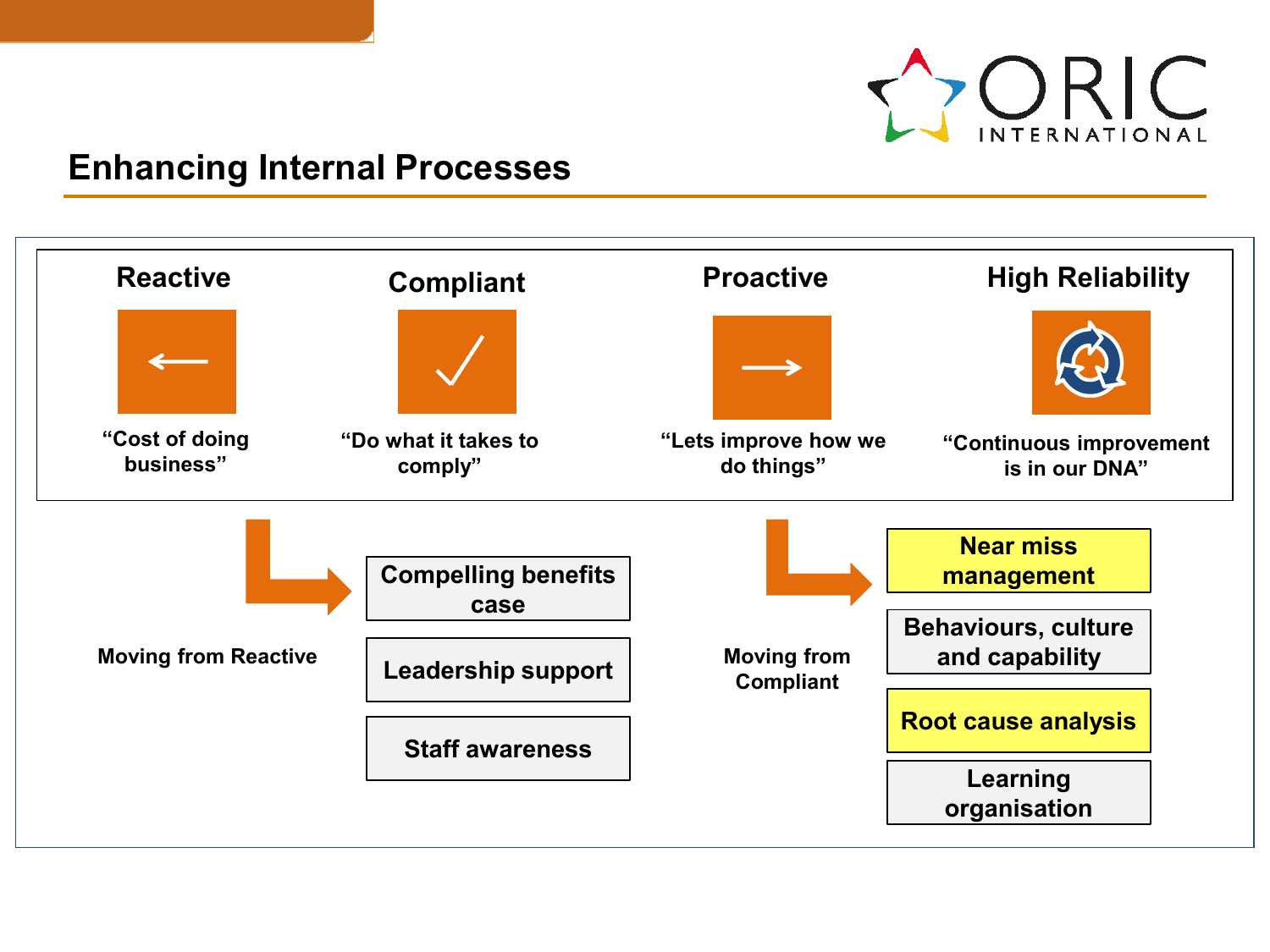## Enhancing Internal Processes

| Reactive | Compliant | Proactive | High Reliability |
|---|---|---|---|
| ← | ✓ | → | ↻ |
| "Cost of doing business" | "Do what it takes to comply" | "Lets improve how we do things" | "Continuous improvement is in our DNA" |

**Moving from Reactive**

- Compelling benefits case
- Leadership support
- Staff awareness

**Moving from Compliant**

- Near miss management
- Behaviours, culture and capability
- Root cause analysis
- Learning organisation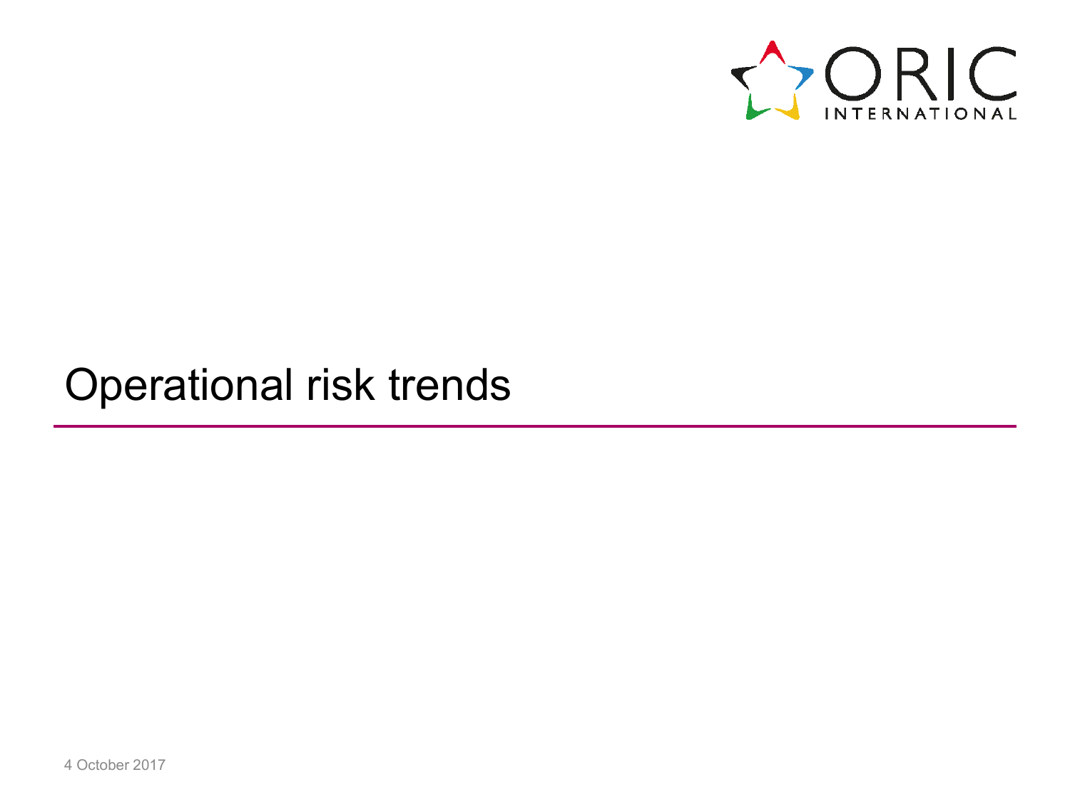# Operational risk trends

4 October 2017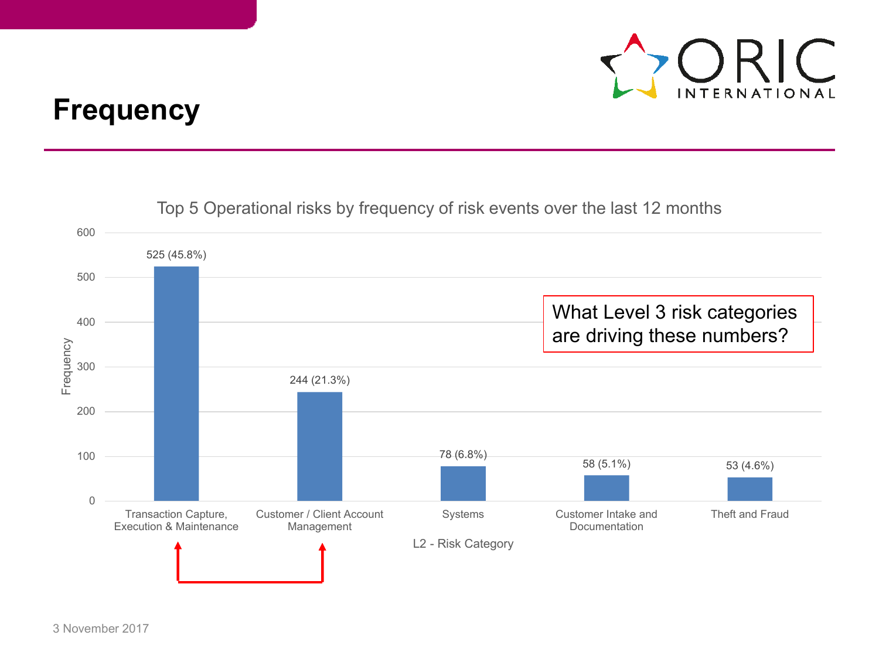# Frequency

Top 5 Operational risks by frequency of risk events over the last 12 months

| L2 - Risk Category | Frequency |
| --- | --- |
| Transaction Capture, Execution & Maintenance | 525 (45.8%) |
| Customer / Client Account Management | 244 (21.3%) |
| Systems | 78 (6.8%) |
| Customer Intake and Documentation | 58 (5.1%) |
| Theft and Fraud | 53 (4.6%) |

What Level 3 risk categories are driving these numbers?

3 November 2017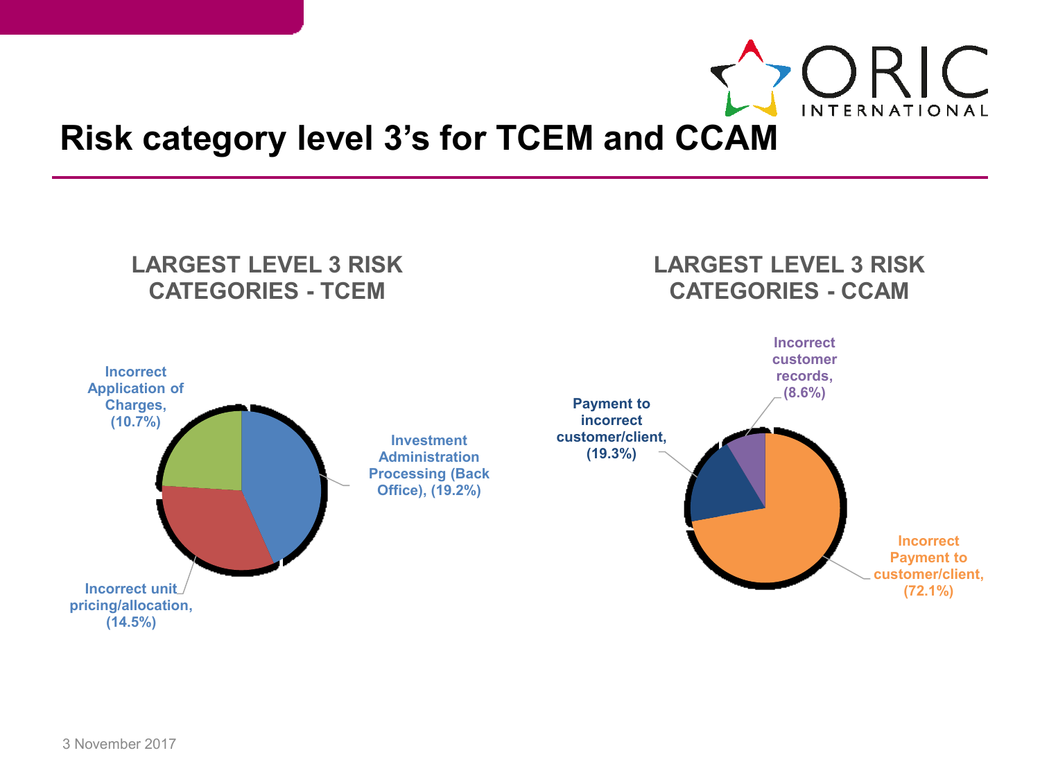# Risk category level 3's for TCEM and CCAM

## LARGEST LEVEL 3 RISK CATEGORIES - TCEM

Incorrect Application of Charges, (10.7%)

Investment Administration Processing (Back Office), (19.2%)

Incorrect unit pricing/allocation, (14.5%)

## LARGEST LEVEL 3 RISK CATEGORIES - CCAM

Incorrect customer records, (8.6%)

Payment to incorrect customer/client, (19.3%)

Incorrect Payment to customer/client, (72.1%)

3 November 2017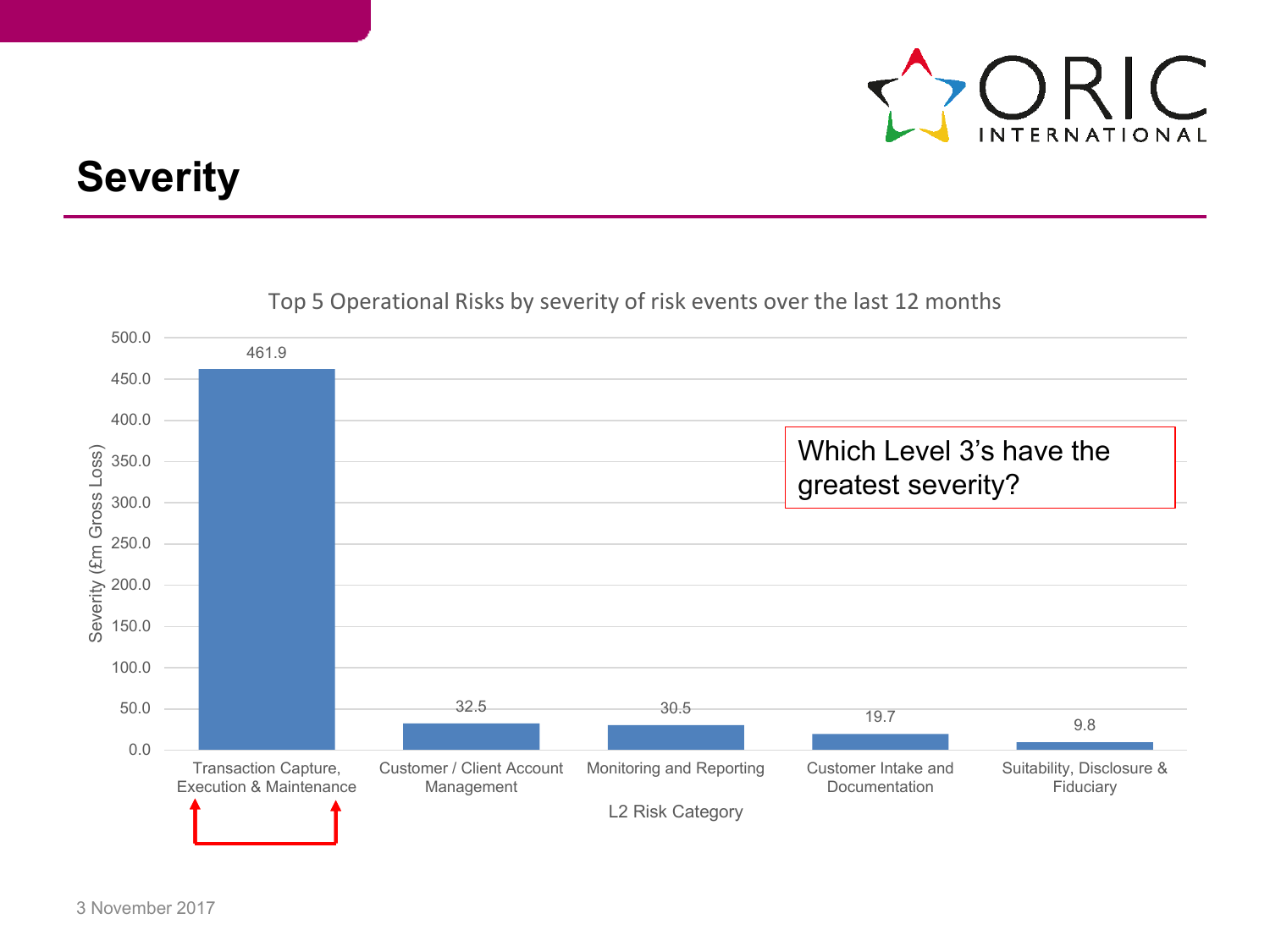# Severity

**Top 5 Operational Risks by severity of risk events over the last 12 months**

| L2 Risk Category | Severity (£m Gross Loss) |
|---|---|
| Transaction Capture, Execution & Maintenance | 461.9 |
| Customer / Client Account Management | 32.5 |
| Monitoring and Reporting | 30.5 |
| Customer Intake and Documentation | 19.7 |
| Suitability, Disclosure & Fiduciary | 9.8 |

Which Level 3's have the greatest severity?

3 November 2017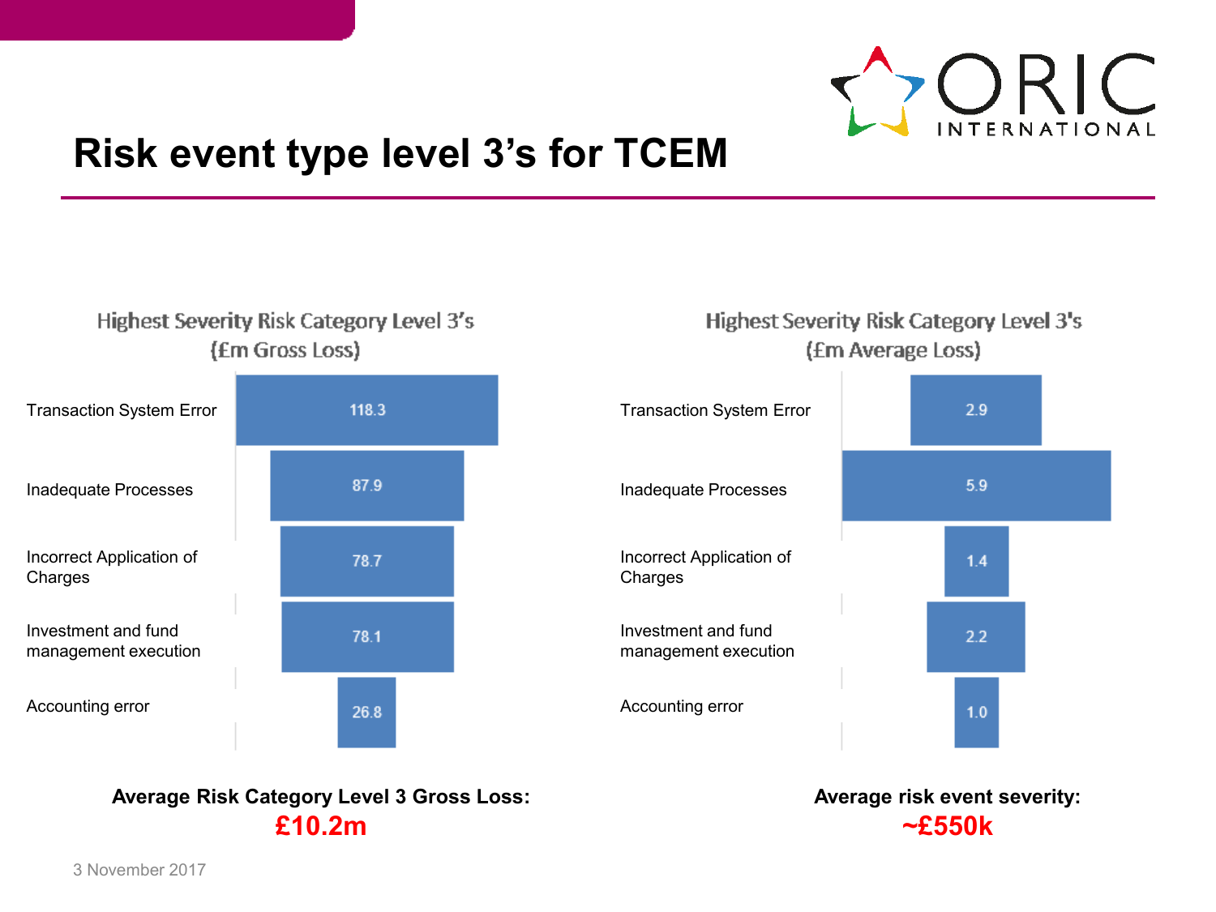# Risk event type level 3's for TCEM

**Highest Severity Risk Category Level 3's (£m Gross Loss)**

| Risk Category | £m Gross Loss |
| --- | --- |
| Transaction System Error | 118.3 |
| Inadequate Processes | 87.9 |
| Incorrect Application of Charges | 78.7 |
| Investment and fund management execution | 78.1 |
| Accounting error | 26.8 |

**Average Risk Category Level 3 Gross Loss:**
**£10.2m**

**Highest Severity Risk Category Level 3's (£m Average Loss)**

| Risk Category | £m Average Loss |
| --- | --- |
| Transaction System Error | 2.9 |
| Inadequate Processes | 5.9 |
| Incorrect Application of Charges | 1.4 |
| Investment and fund management execution | 2.2 |
| Accounting error | 1.0 |

**Average risk event severity:**
**~£550k**

3 November 2017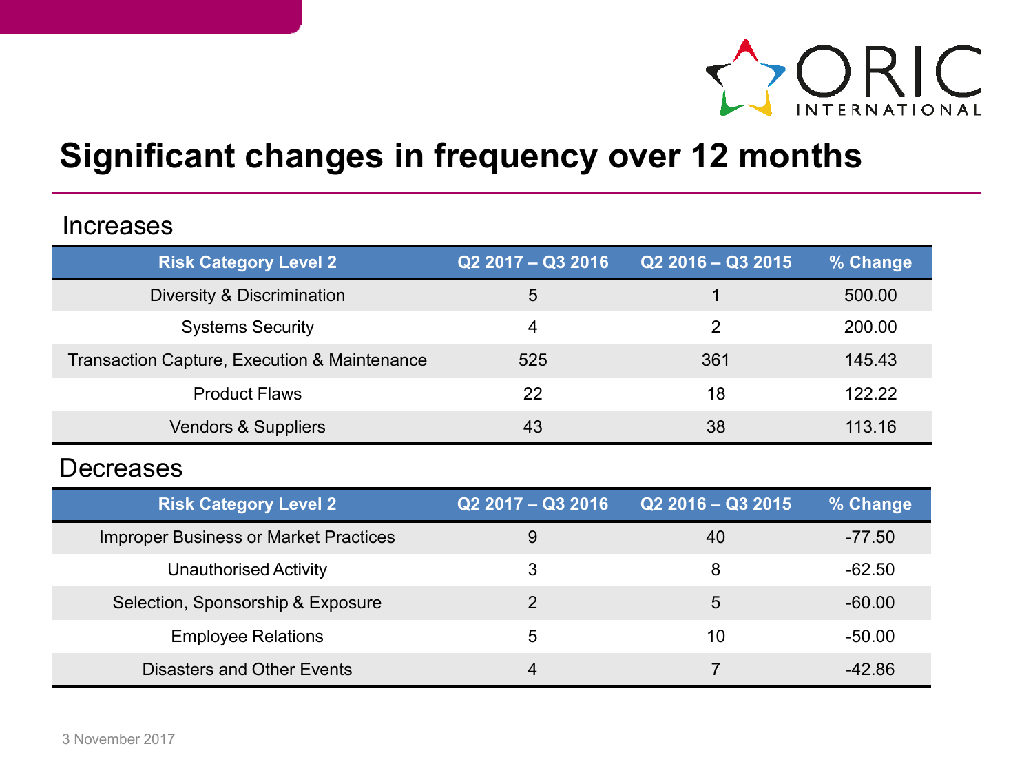# Significant changes in frequency over 12 months

## Increases

| Risk Category Level 2 | Q2 2017 – Q3 2016 | Q2 2016 – Q3 2015 | % Change |
|---|---|---|---|
| Diversity & Discrimination | 5 | 1 | 500.00 |
| Systems Security | 4 | 2 | 200.00 |
| Transaction Capture, Execution & Maintenance | 525 | 361 | 145.43 |
| Product Flaws | 22 | 18 | 122.22 |
| Vendors & Suppliers | 43 | 38 | 113.16 |

## Decreases

| Risk Category Level 2 | Q2 2017 – Q3 2016 | Q2 2016 – Q3 2015 | % Change |
|---|---|---|---|
| Improper Business or Market Practices | 9 | 40 | -77.50 |
| Unauthorised Activity | 3 | 8 | -62.50 |
| Selection, Sponsorship & Exposure | 2 | 5 | -60.00 |
| Employee Relations | 5 | 10 | -50.00 |
| Disasters and Other Events | 4 | 7 | -42.86 |

3 November 2017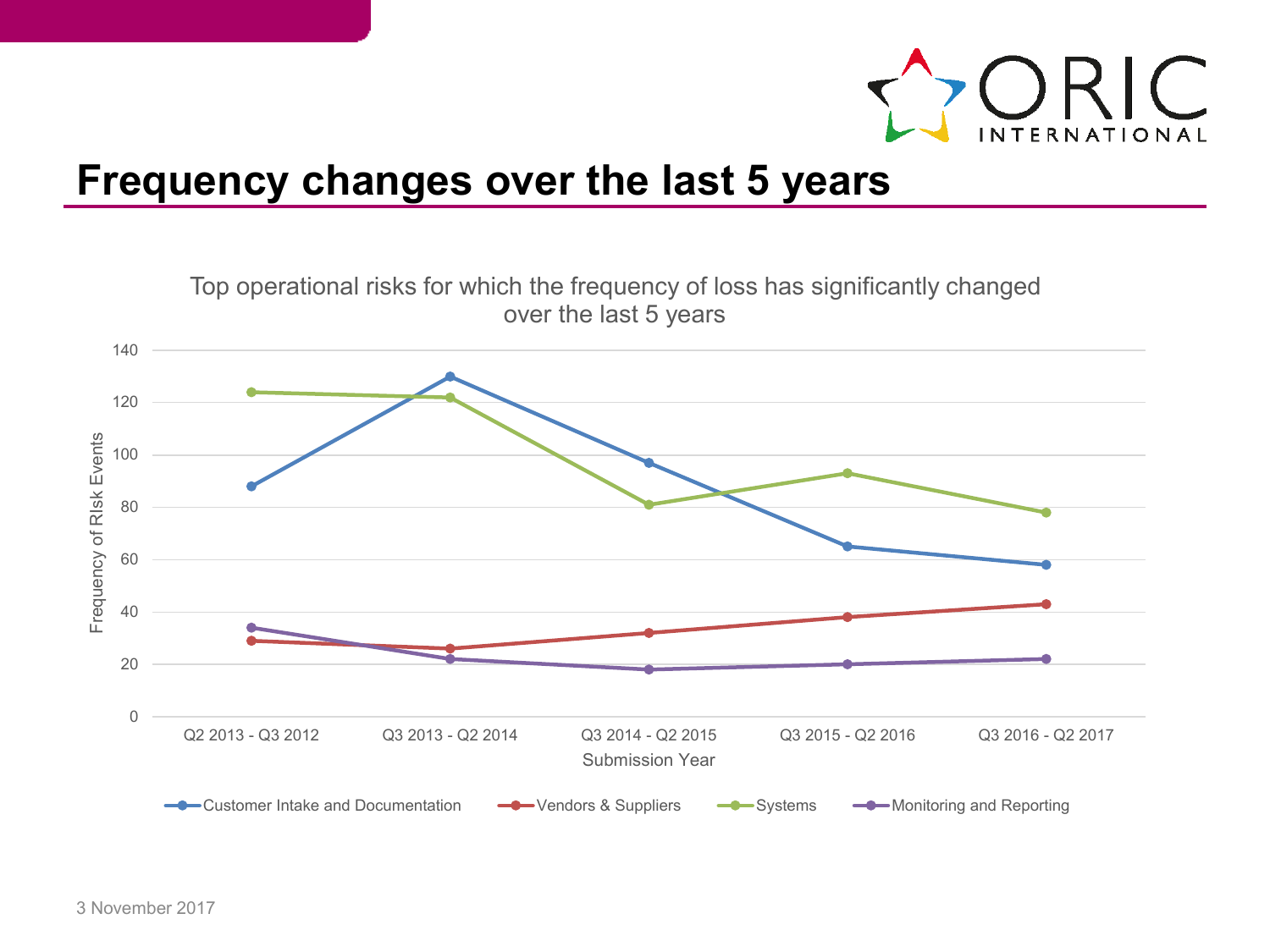# Frequency changes over the last 5 years

Top operational risks for which the frequency of loss has significantly changed over the last 5 years

| Submission Year | Customer Intake and Documentation | Vendors & Suppliers | Systems | Monitoring and Reporting |
|---|---|---|---|---|
| Q2 2013 - Q3 2012 | 88 | 29 | 124 | 34 |
| Q3 2013 - Q2 2014 | 130 | 26 | 122 | 22 |
| Q3 2014 - Q2 2015 | 97 | 32 | 81 | 18 |
| Q3 2015 - Q2 2016 | 65 | 38 | 93 | 20 |
| Q3 2016 - Q2 2017 | 58 | 43 | 78 | 22 |

Frequency of Risk Events

3 November 2017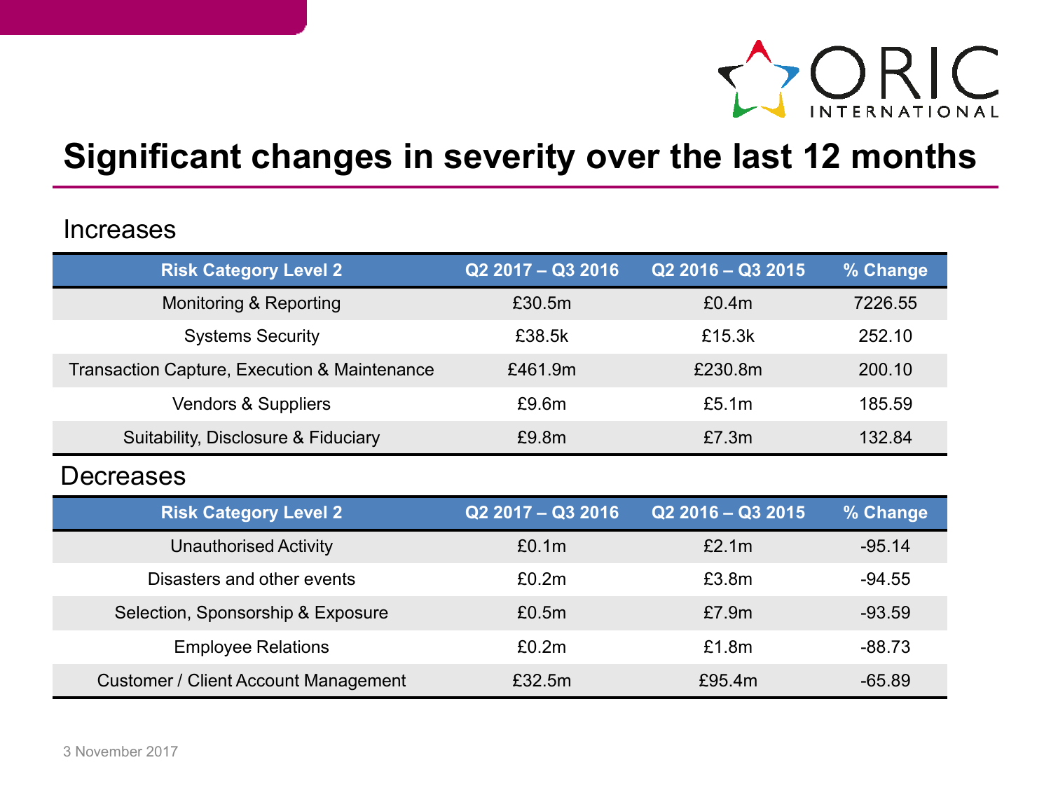# Significant changes in severity over the last 12 months

## Increases

| Risk Category Level 2 | Q2 2017 – Q3 2016 | Q2 2016 – Q3 2015 | % Change |
|---|---|---|---|
| Monitoring & Reporting | £30.5m | £0.4m | 7226.55 |
| Systems Security | £38.5k | £15.3k | 252.10 |
| Transaction Capture, Execution & Maintenance | £461.9m | £230.8m | 200.10 |
| Vendors & Suppliers | £9.6m | £5.1m | 185.59 |
| Suitability, Disclosure & Fiduciary | £9.8m | £7.3m | 132.84 |

## Decreases

| Risk Category Level 2 | Q2 2017 – Q3 2016 | Q2 2016 – Q3 2015 | % Change |
|---|---|---|---|
| Unauthorised Activity | £0.1m | £2.1m | -95.14 |
| Disasters and other events | £0.2m | £3.8m | -94.55 |
| Selection, Sponsorship & Exposure | £0.5m | £7.9m | -93.59 |
| Employee Relations | £0.2m | £1.8m | -88.73 |
| Customer / Client Account Management | £32.5m | £95.4m | -65.89 |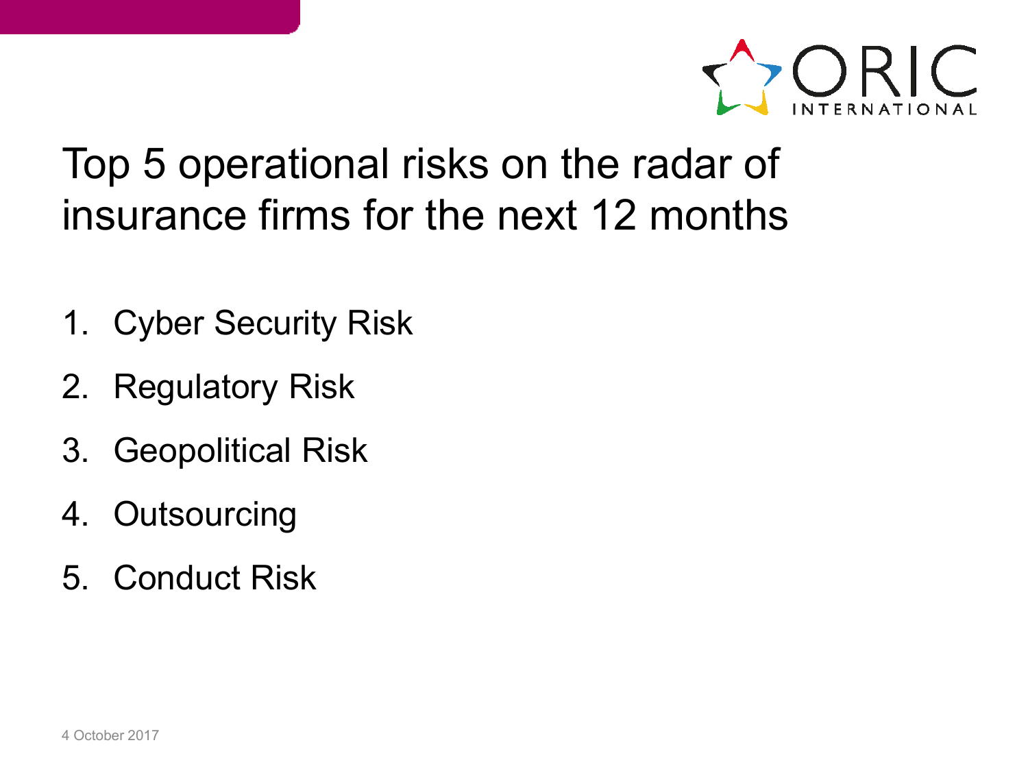# Top 5 operational risks on the radar of insurance firms for the next 12 months

1. Cyber Security Risk
2. Regulatory Risk
3. Geopolitical Risk
4. Outsourcing
5. Conduct Risk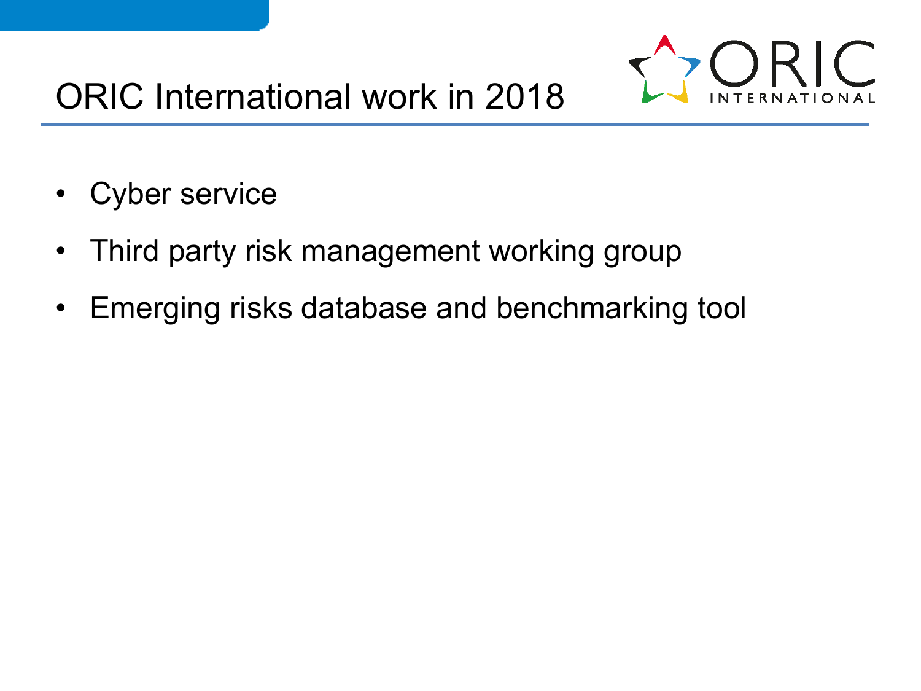# ORIC International work in 2018

- Cyber service
- Third party risk management working group
- Emerging risks database and benchmarking tool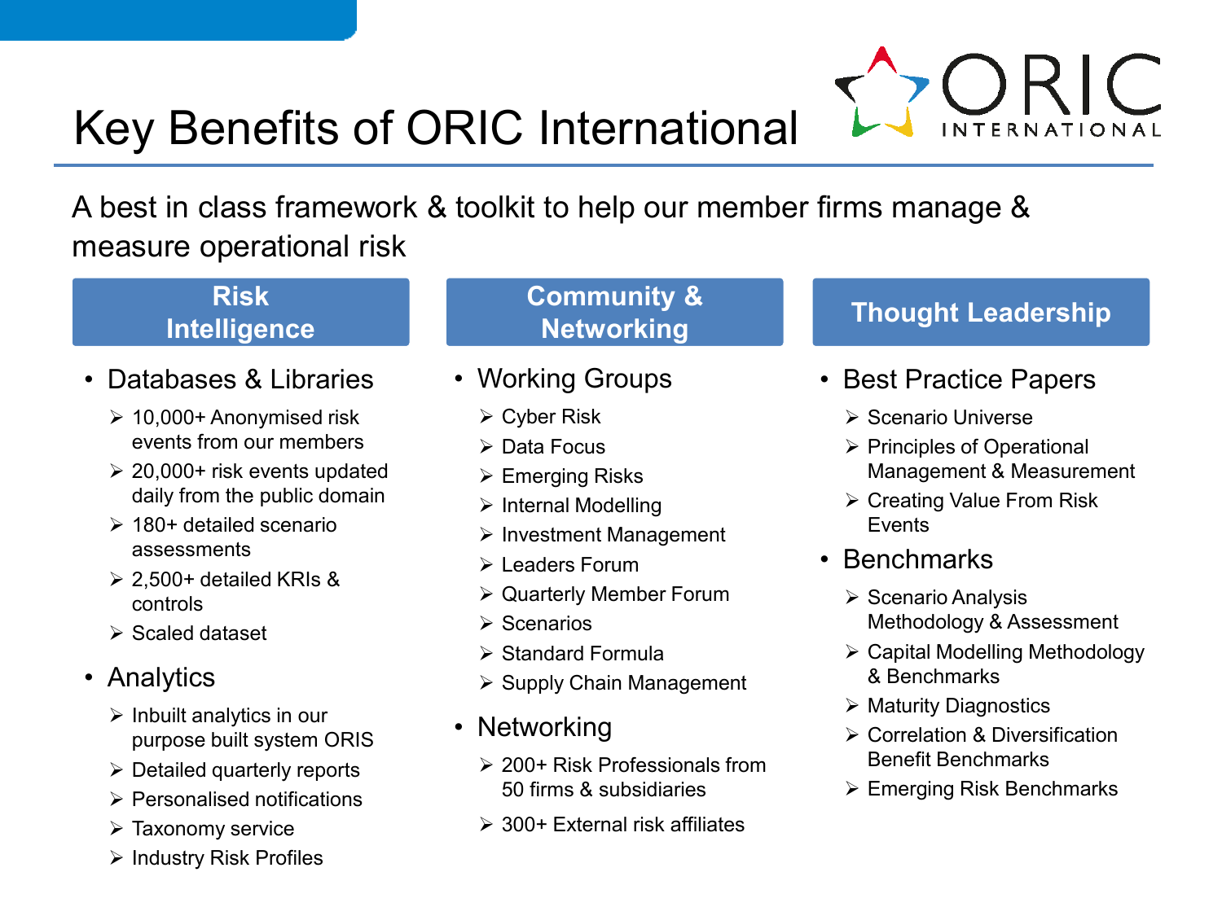# Key Benefits of ORIC International

A best in class framework & toolkit to help our member firms manage & measure operational risk

## Risk Intelligence

- Databases & Libraries
  - 10,000+ Anonymised risk events from our members
  - 20,000+ risk events updated daily from the public domain
  - 180+ detailed scenario assessments
  - 2,500+ detailed KRIs & controls
  - Scaled dataset
- Analytics
  - Inbuilt analytics in our purpose built system ORIS
  - Detailed quarterly reports
  - Personalised notifications
  - Taxonomy service
  - Industry Risk Profiles

## Community & Networking

- Working Groups
  - Cyber Risk
  - Data Focus
  - Emerging Risks
  - Internal Modelling
  - Investment Management
  - Leaders Forum
  - Quarterly Member Forum
  - Scenarios
  - Standard Formula
  - Supply Chain Management
- Networking
  - 200+ Risk Professionals from 50 firms & subsidiaries
  - 300+ External risk affiliates

## Thought Leadership

- Best Practice Papers
  - Scenario Universe
  - Principles of Operational Management & Measurement
  - Creating Value From Risk Events
- Benchmarks
  - Scenario Analysis Methodology & Assessment
  - Capital Modelling Methodology & Benchmarks
  - Maturity Diagnostics
  - Correlation & Diversification Benefit Benchmarks
  - Emerging Risk Benchmarks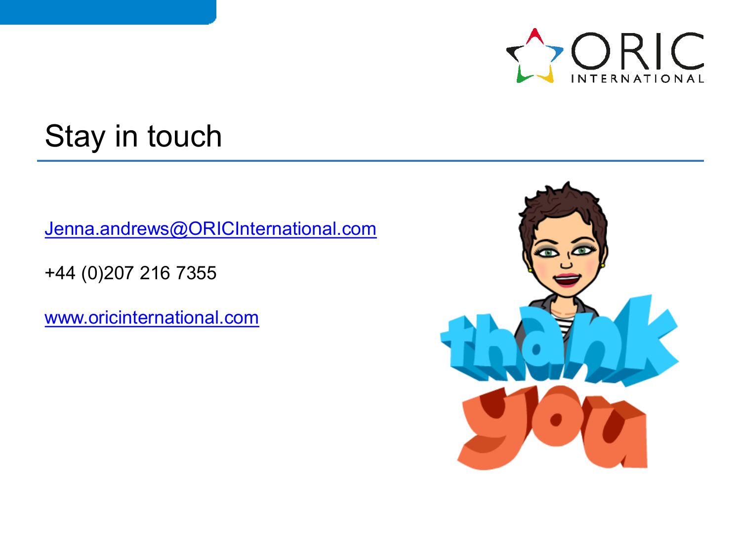# Stay in touch

Jenna.andrews@ORICInternational.com

+44 (0)207 216 7355

www.oricinternational.com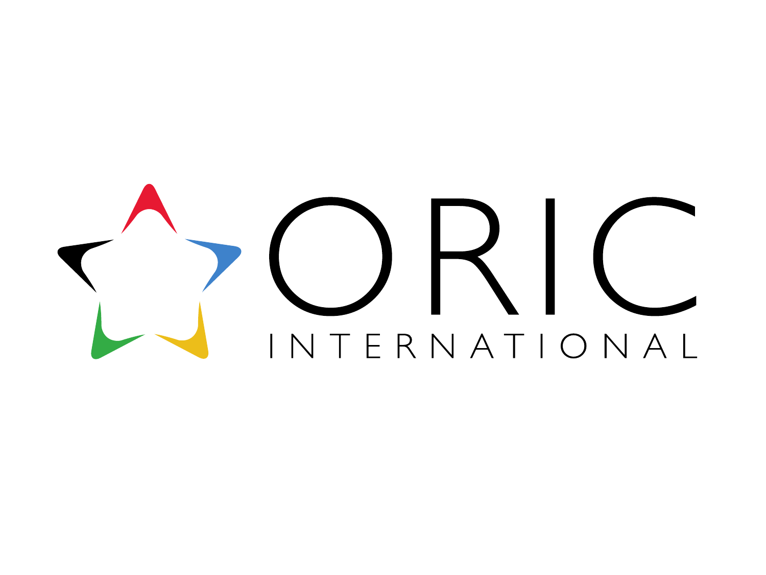# ORIC

INTERNATIONAL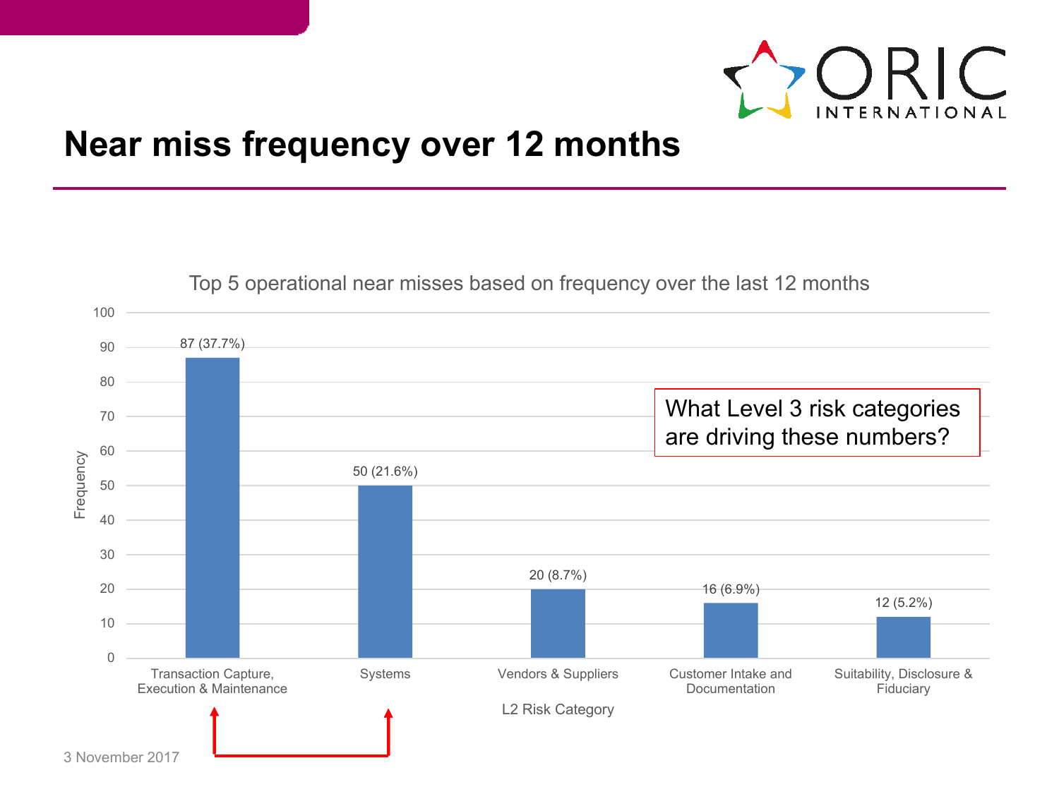# Near miss frequency over 12 months

Top 5 operational near misses based on frequency over the last 12 months

| L2 Risk Category | Frequency |
| --- | --- |
| Transaction Capture, Execution & Maintenance | 87 (37.7%) |
| Systems | 50 (21.6%) |
| Vendors & Suppliers | 20 (8.7%) |
| Customer Intake and Documentation | 16 (6.9%) |
| Suitability, Disclosure & Fiduciary | 12 (5.2%) |

What Level 3 risk categories are driving these numbers?

3 November 2017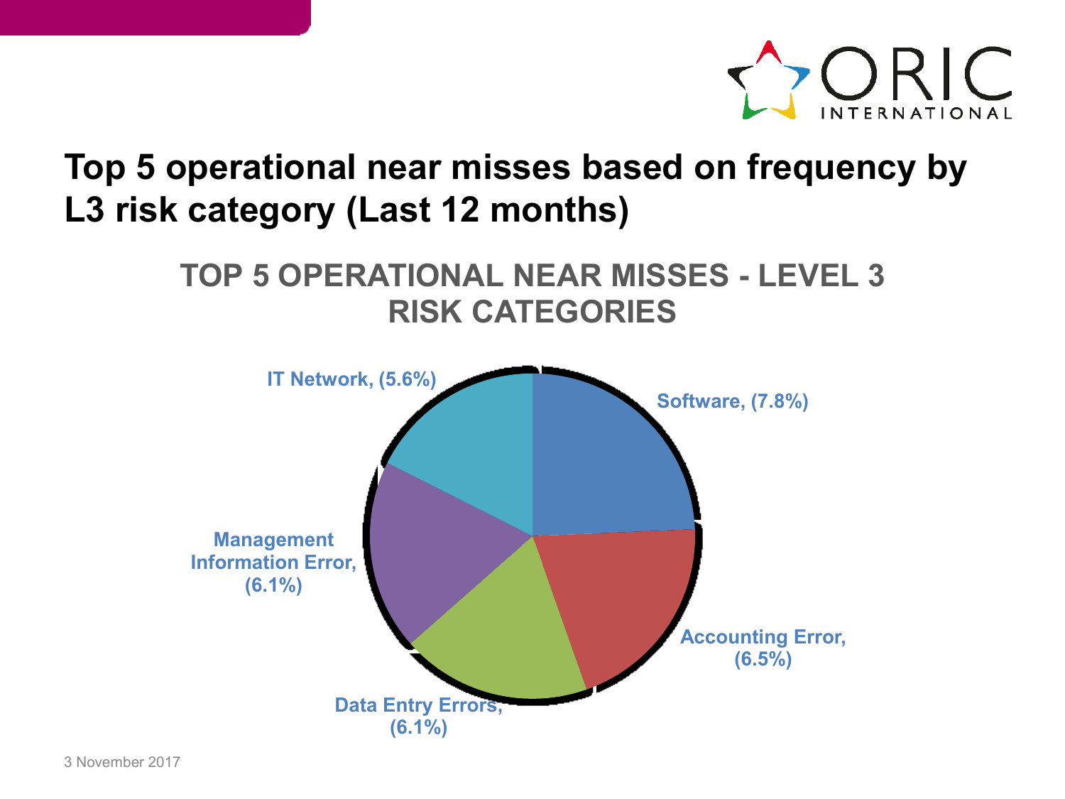# Top 5 operational near misses based on frequency by L3 risk category (Last 12 months)

TOP 5 OPERATIONAL NEAR MISSES - LEVEL 3 RISK CATEGORIES

IT Network, (5.6%)

Software, (7.8%)

Management Information Error, (6.1%)

Accounting Error, (6.5%)

Data Entry Errors, (6.1%)

3 November 2017